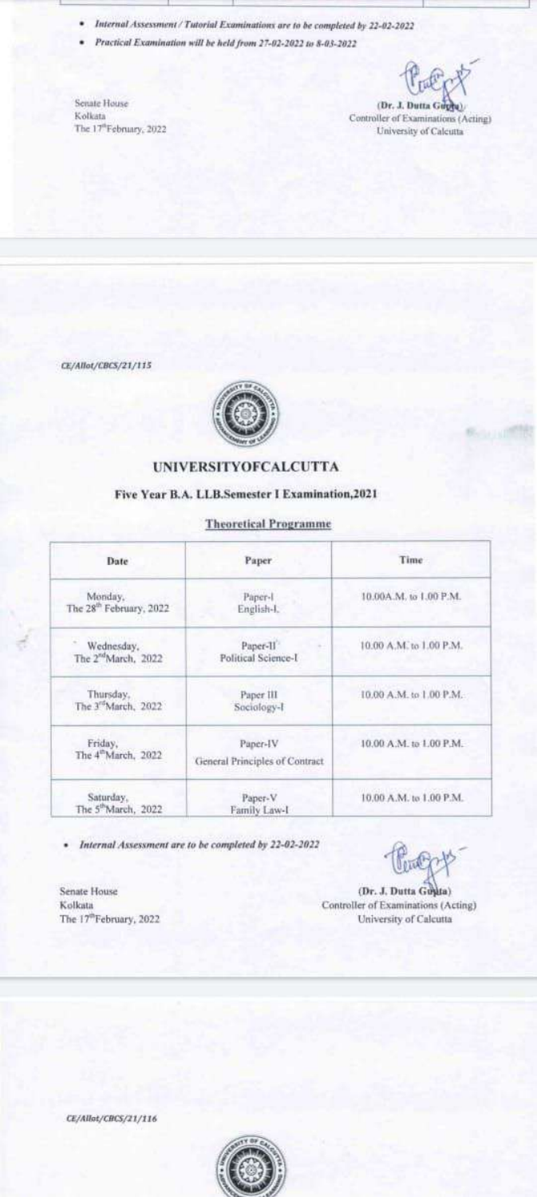- *Internal Assessment / Tutorial Examinations are to be completed by 22-02-2022*
- *Practical Examination will be held from 27-02-2022 to 8-03-2022*

Senate House
Kolkata
The 17th February, 2022

(Dr. J. Dutta Gupta)
Controller of Examinations (Acting)
University of Calcutta

---

CE/Allot/CBCS/21/115

## UNIVERSITYOFCALCUTTA

### Five Year B.A. LLB.Semester I Examination,2021

**Theoretical Programme**

| Date | Paper | Time |
|---|---|---|
| Monday, The 28th February, 2022 | Paper-I English-I, | 10.00A.M. to 1.00 P.M. |
| Wednesday, The 2nd March, 2022 | Paper-II Political Science-I | 10.00 A.M. to 1.00 P.M. |
| Thursday, The 3rd March, 2022 | Paper III Sociology-I | 10.00 A.M. to 1.00 P.M. |
| Friday, The 4th March, 2022 | Paper-IV General Principles of Contract | 10.00 A.M. to 1.00 P.M. |
| Saturday, The 5th March, 2022 | Paper-V Family Law-I | 10.00 A.M. to 1.00 P.M. |

- *Internal Assessment are to be completed by 22-02-2022*

Senate House
Kolkata
The 17th February, 2022

(Dr. J. Dutta Gupta)
Controller of Examinations (Acting)
University of Calcutta

---

CE/Allot/CBCS/21/116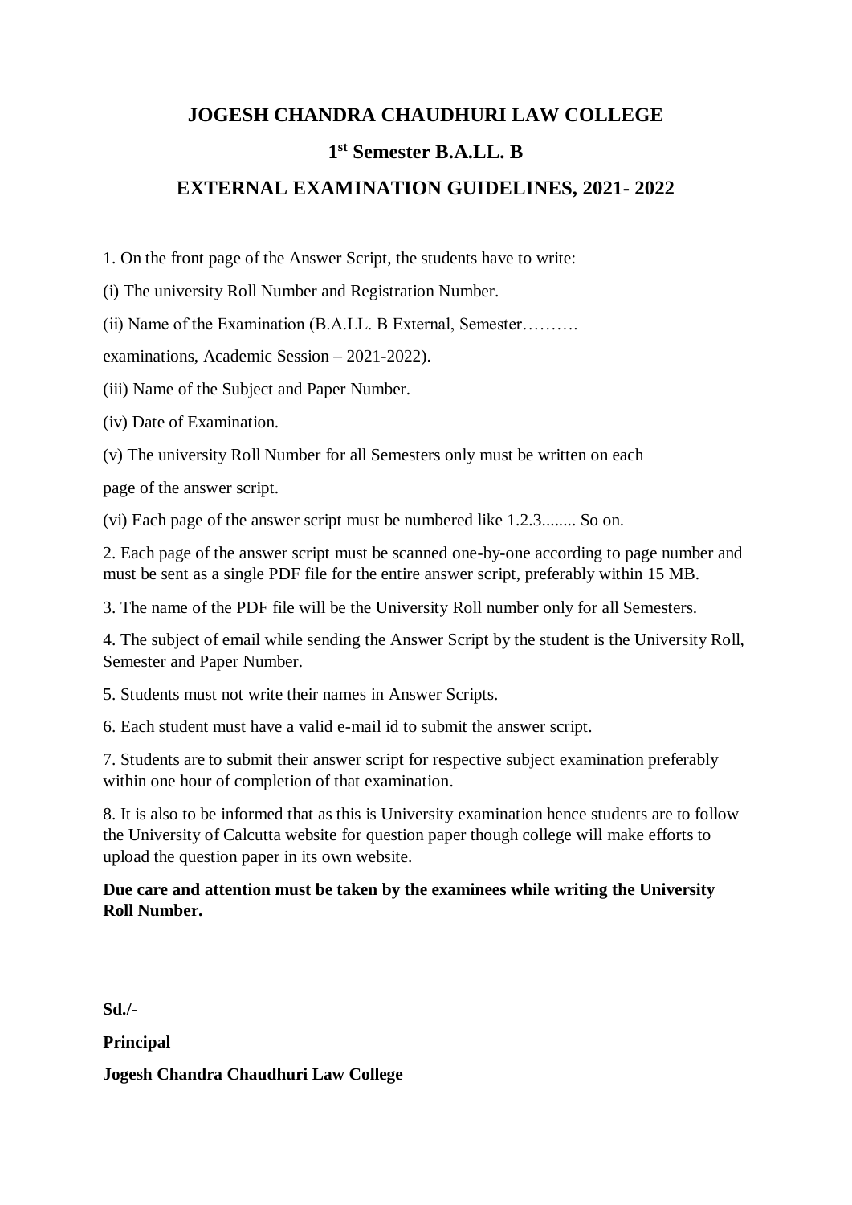# JOGESH CHANDRA CHAUDHURI LAW COLLEGE

## 1st Semester B.A.LL. B

## EXTERNAL EXAMINATION GUIDELINES, 2021- 2022

1. On the front page of the Answer Script, the students have to write:

(i) The university Roll Number and Registration Number.

(ii) Name of the Examination (B.A.LL. B External, Semester……….

examinations, Academic Session – 2021-2022).

(iii) Name of the Subject and Paper Number.

(iv) Date of Examination.

(v) The university Roll Number for all Semesters only must be written on each

page of the answer script.

(vi) Each page of the answer script must be numbered like 1.2.3........ So on.

2. Each page of the answer script must be scanned one-by-one according to page number and must be sent as a single PDF file for the entire answer script, preferably within 15 MB.

3. The name of the PDF file will be the University Roll number only for all Semesters.

4. The subject of email while sending the Answer Script by the student is the University Roll, Semester and Paper Number.

5. Students must not write their names in Answer Scripts.

6. Each student must have a valid e-mail id to submit the answer script.

7. Students are to submit their answer script for respective subject examination preferably within one hour of completion of that examination.

8. It is also to be informed that as this is University examination hence students are to follow the University of Calcutta website for question paper though college will make efforts to upload the question paper in its own website.

**Due care and attention must be taken by the examinees while writing the University Roll Number.**

**Sd./-**

**Principal**

**Jogesh Chandra Chaudhuri Law College**